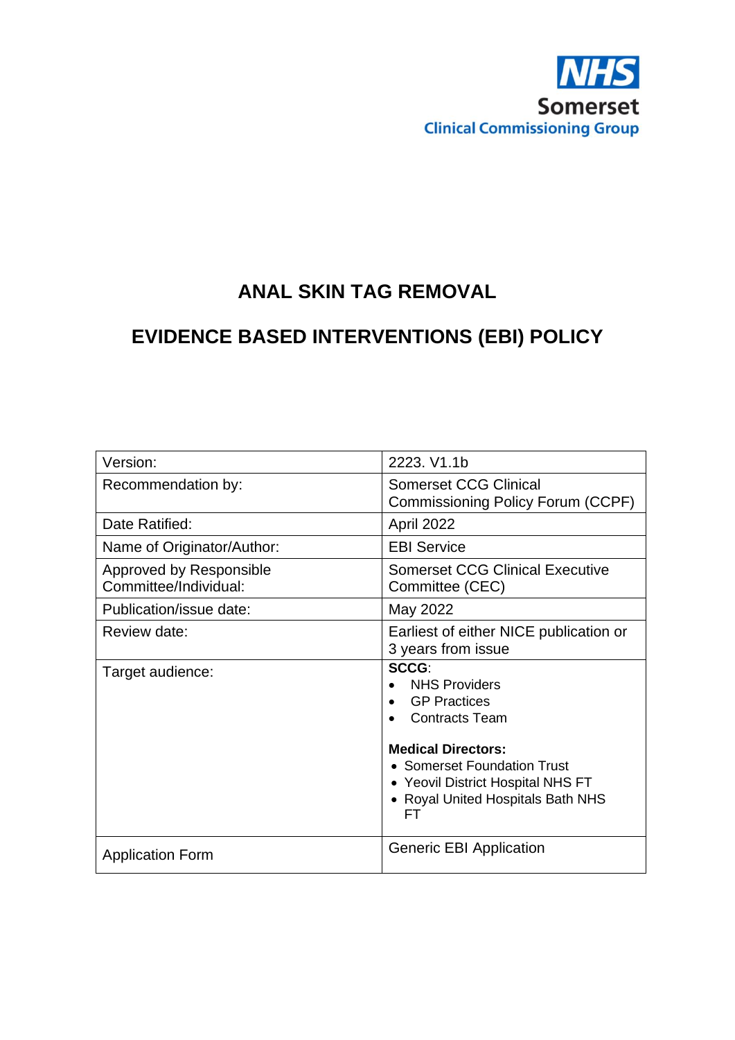NHS
Somerset
Clinical Commissioning Group

# ANAL SKIN TAG REMOVAL

# EVIDENCE BASED INTERVENTIONS (EBI) POLICY

| | |
|---|---|
| Version: | 2223. V1.1b |
| Recommendation by: | Somerset CCG Clinical Commissioning Policy Forum (CCPF) |
| Date Ratified: | April 2022 |
| Name of Originator/Author: | EBI Service |
| Approved by Responsible Committee/Individual: | Somerset CCG Clinical Executive Committee (CEC) |
| Publication/issue date: | May 2022 |
| Review date: | Earliest of either NICE publication or 3 years from issue |
| Target audience: | **SCCG**:<br>• NHS Providers<br>• GP Practices<br>• Contracts Team<br><br>**Medical Directors:**<br>• Somerset Foundation Trust<br>• Yeovil District Hospital NHS FT<br>• Royal United Hospitals Bath NHS FT |
| Application Form | Generic EBI Application |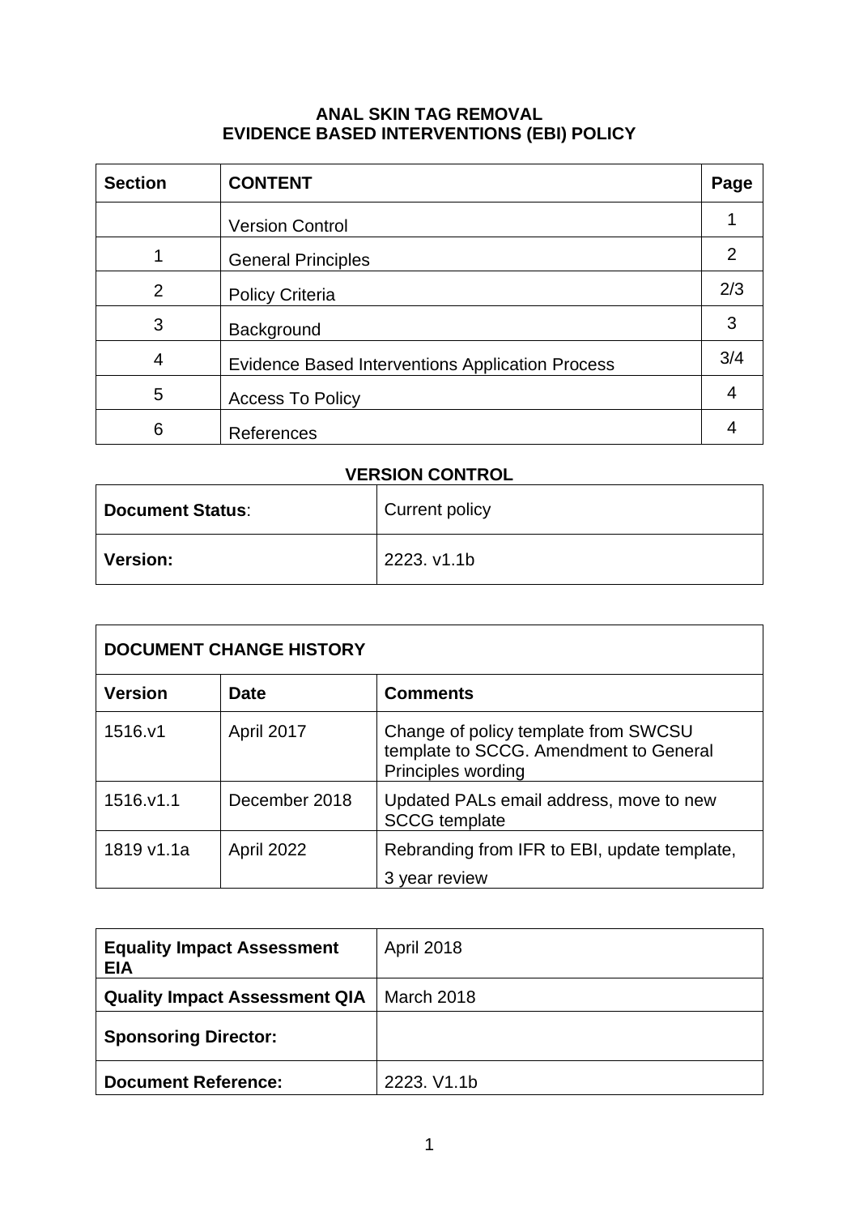# ANAL SKIN TAG REMOVAL
# EVIDENCE BASED INTERVENTIONS (EBI) POLICY

| Section | CONTENT | Page |
|---|---|---|
| | Version Control | 1 |
| 1 | General Principles | 2 |
| 2 | Policy Criteria | 2/3 |
| 3 | Background | 3 |
| 4 | Evidence Based Interventions Application Process | 3/4 |
| 5 | Access To Policy | 4 |
| 6 | References | 4 |

## VERSION CONTROL

| **Document Status**: | Current policy |
|---|---|
| **Version:** | 2223. v1.1b |

| **DOCUMENT CHANGE HISTORY** | | |
|---|---|---|
| **Version** | **Date** | **Comments** |
| 1516.v1 | April 2017 | Change of policy template from SWCSU template to SCCG. Amendment to General Principles wording |
| 1516.v1.1 | December 2018 | Updated PALs email address, move to new SCCG template |
| 1819 v1.1a | April 2022 | Rebranding from IFR to EBI, update template, 3 year review |

| **Equality Impact Assessment EIA** | April 2018 |
|---|---|
| **Quality Impact Assessment QIA** | March 2018 |
| **Sponsoring Director:** | |
| **Document Reference:** | 2223. V1.1b |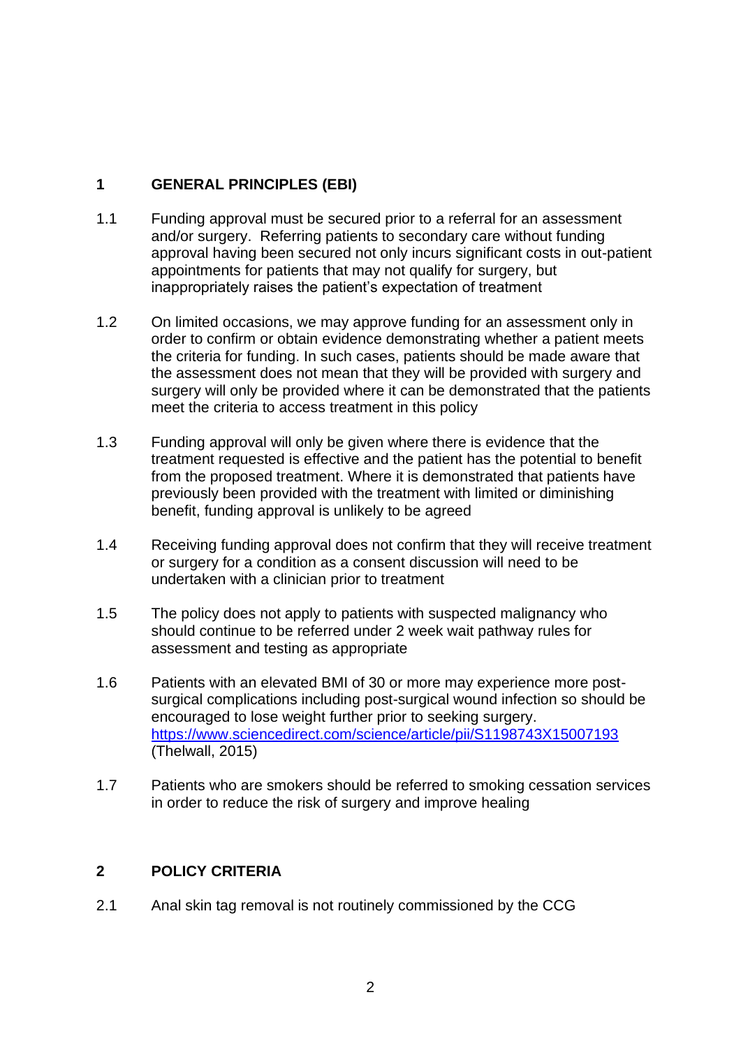## 1 GENERAL PRINCIPLES (EBI)

1.1 Funding approval must be secured prior to a referral for an assessment and/or surgery. Referring patients to secondary care without funding approval having been secured not only incurs significant costs in out-patient appointments for patients that may not qualify for surgery, but inappropriately raises the patient's expectation of treatment

1.2 On limited occasions, we may approve funding for an assessment only in order to confirm or obtain evidence demonstrating whether a patient meets the criteria for funding. In such cases, patients should be made aware that the assessment does not mean that they will be provided with surgery and surgery will only be provided where it can be demonstrated that the patients meet the criteria to access treatment in this policy

1.3 Funding approval will only be given where there is evidence that the treatment requested is effective and the patient has the potential to benefit from the proposed treatment. Where it is demonstrated that patients have previously been provided with the treatment with limited or diminishing benefit, funding approval is unlikely to be agreed

1.4 Receiving funding approval does not confirm that they will receive treatment or surgery for a condition as a consent discussion will need to be undertaken with a clinician prior to treatment

1.5 The policy does not apply to patients with suspected malignancy who should continue to be referred under 2 week wait pathway rules for assessment and testing as appropriate

1.6 Patients with an elevated BMI of 30 or more may experience more post-surgical complications including post-surgical wound infection so should be encouraged to lose weight further prior to seeking surgery. https://www.sciencedirect.com/science/article/pii/S1198743X15007193 (Thelwall, 2015)

1.7 Patients who are smokers should be referred to smoking cessation services in order to reduce the risk of surgery and improve healing

## 2 POLICY CRITERIA

2.1 Anal skin tag removal is not routinely commissioned by the CCG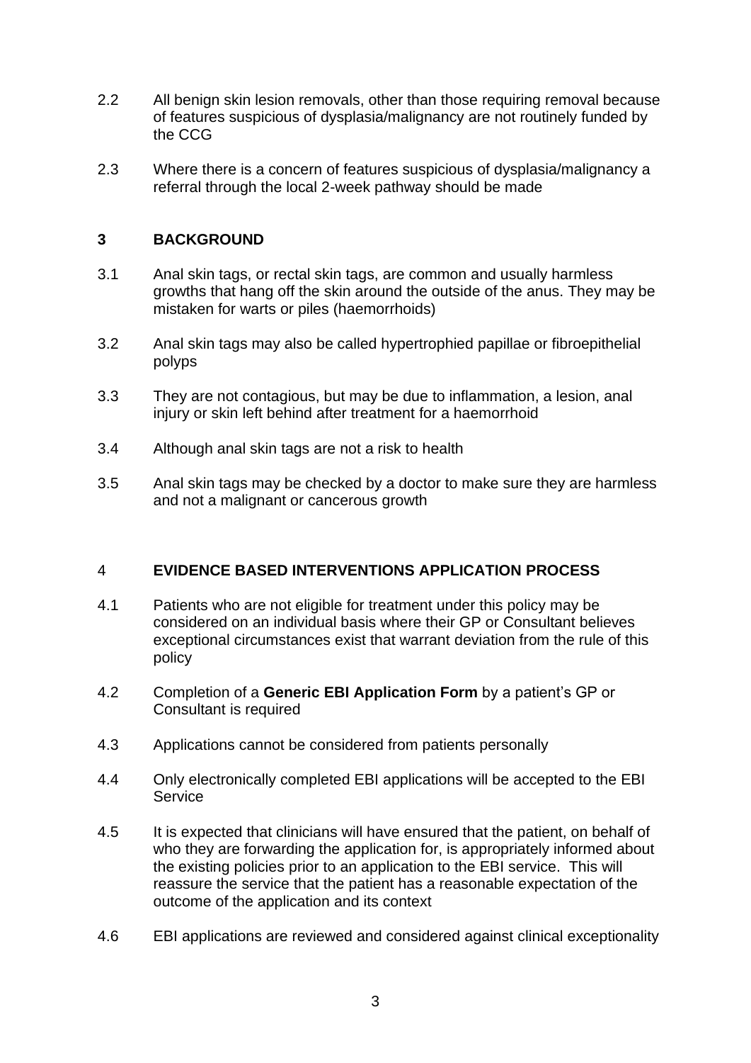2.2 All benign skin lesion removals, other than those requiring removal because of features suspicious of dysplasia/malignancy are not routinely funded by the CCG

2.3 Where there is a concern of features suspicious of dysplasia/malignancy a referral through the local 2-week pathway should be made

## 3 BACKGROUND

3.1 Anal skin tags, or rectal skin tags, are common and usually harmless growths that hang off the skin around the outside of the anus. They may be mistaken for warts or piles (haemorrhoids)

3.2 Anal skin tags may also be called hypertrophied papillae or fibroepithelial polyps

3.3 They are not contagious, but may be due to inflammation, a lesion, anal injury or skin left behind after treatment for a haemorrhoid

3.4 Although anal skin tags are not a risk to health

3.5 Anal skin tags may be checked by a doctor to make sure they are harmless and not a malignant or cancerous growth

## 4 EVIDENCE BASED INTERVENTIONS APPLICATION PROCESS

4.1 Patients who are not eligible for treatment under this policy may be considered on an individual basis where their GP or Consultant believes exceptional circumstances exist that warrant deviation from the rule of this policy

4.2 Completion of a **Generic EBI Application Form** by a patient's GP or Consultant is required

4.3 Applications cannot be considered from patients personally

4.4 Only electronically completed EBI applications will be accepted to the EBI Service

4.5 It is expected that clinicians will have ensured that the patient, on behalf of who they are forwarding the application for, is appropriately informed about the existing policies prior to an application to the EBI service. This will reassure the service that the patient has a reasonable expectation of the outcome of the application and its context

4.6 EBI applications are reviewed and considered against clinical exceptionality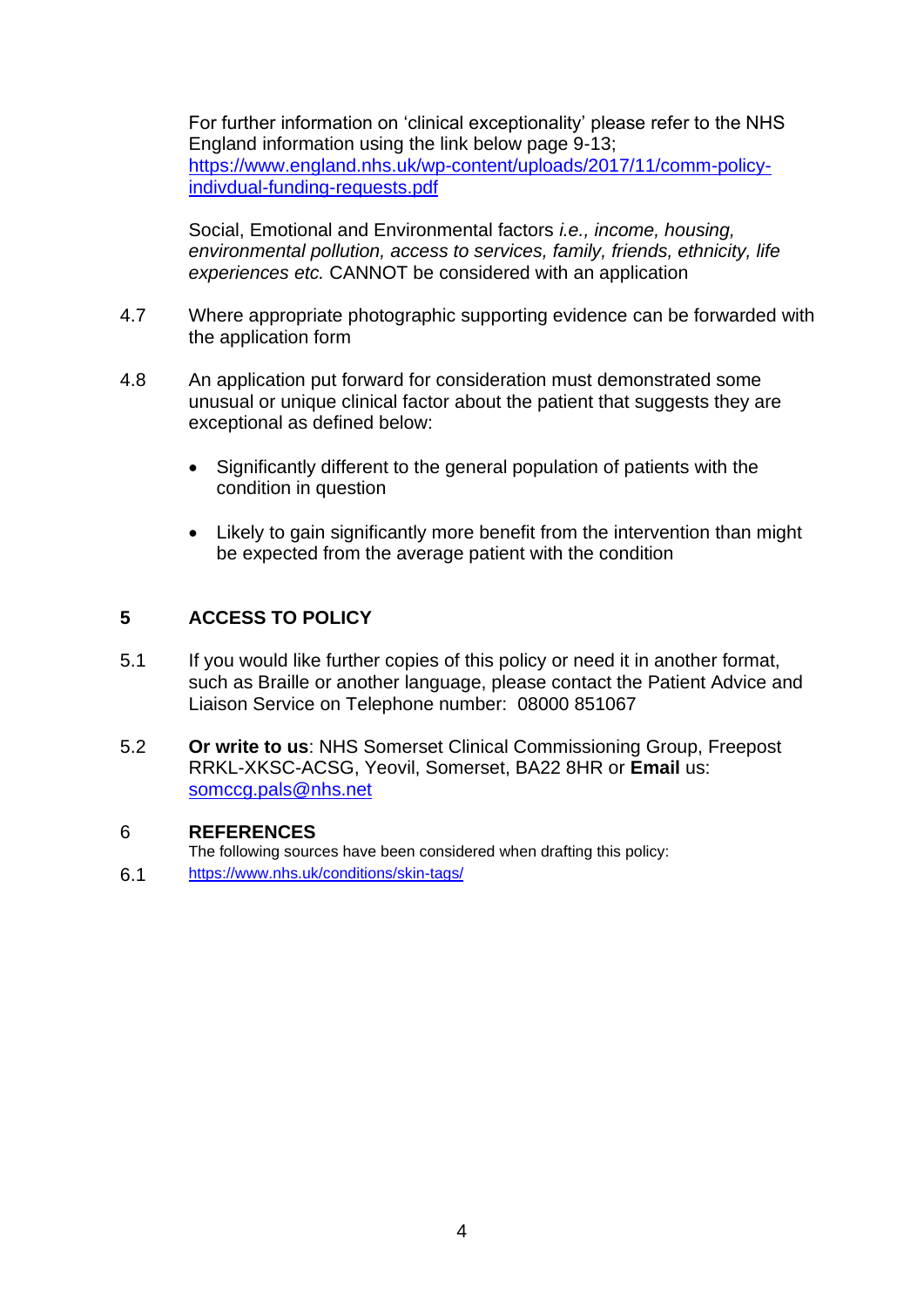For further information on 'clinical exceptionality' please refer to the NHS England information using the link below page 9-13; [https://www.england.nhs.uk/wp-content/uploads/2017/11/comm-policy-indivdual-funding-requests.pdf](https://www.england.nhs.uk/wp-content/uploads/2017/11/comm-policy-indivdual-funding-requests.pdf)

Social, Emotional and Environmental factors *i.e., income, housing, environmental pollution, access to services, family, friends, ethnicity, life experiences etc.* CANNOT be considered with an application

4.7 Where appropriate photographic supporting evidence can be forwarded with the application form

4.8 An application put forward for consideration must demonstrated some unusual or unique clinical factor about the patient that suggests they are exceptional as defined below:

- Significantly different to the general population of patients with the condition in question
- Likely to gain significantly more benefit from the intervention than might be expected from the average patient with the condition

## 5 ACCESS TO POLICY

5.1 If you would like further copies of this policy or need it in another format, such as Braille or another language, please contact the Patient Advice and Liaison Service on Telephone number: 08000 851067

5.2 **Or write to us**: NHS Somerset Clinical Commissioning Group, Freepost RRKL-XKSC-ACSG, Yeovil, Somerset, BA22 8HR or **Email** us: [somccg.pals@nhs.net](mailto:somccg.pals@nhs.net)

## 6 REFERENCES

The following sources have been considered when drafting this policy:

6.1 [https://www.nhs.uk/conditions/skin-tags/](https://www.nhs.uk/conditions/skin-tags/)